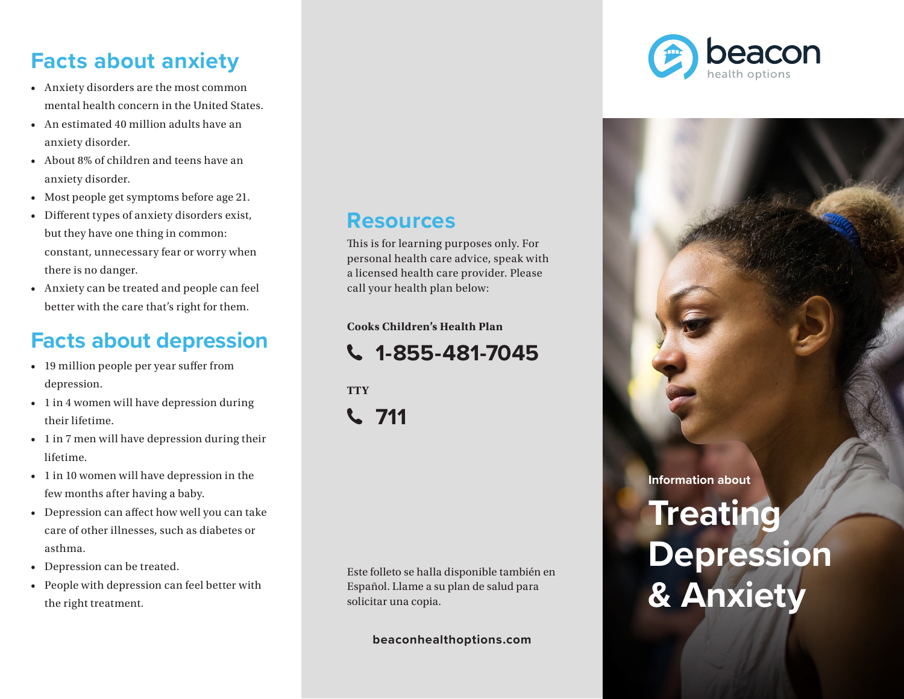## Facts about anxiety

- Anxiety disorders are the most common mental health concern in the United States.
- An estimated 40 million adults have an anxiety disorder.
- About 8% of children and teens have an anxiety disorder.
- Most people get symptoms before age 21.
- Different types of anxiety disorders exist, but they have one thing in common: constant, unnecessary fear or worry when there is no danger.
- Anxiety can be treated and people can feel better with the care that's right for them.

## Facts about depression

- 19 million people per year suffer from depression.
- 1 in 4 women will have depression during their lifetime.
- 1 in 7 men will have depression during their lifetime.
- 1 in 10 women will have depression in the few months after having a baby.
- Depression can affect how well you can take care of other illnesses, such as diabetes or asthma.
- Depression can be treated.
- People with depression can feel better with the right treatment.

## Resources

This is for learning purposes only. For personal health care advice, speak with a licensed health care provider. Please call your health plan below:

**Cooks Children's Health Plan**

**1-855-481-7045**

**TTY**

**711**

Este folleto se halla disponible también en Español. Llame a su plan de salud para solicitar una copia.

**beaconhealthoptions.com**

beacon health options

**Information about**

# Treating Depression & Anxiety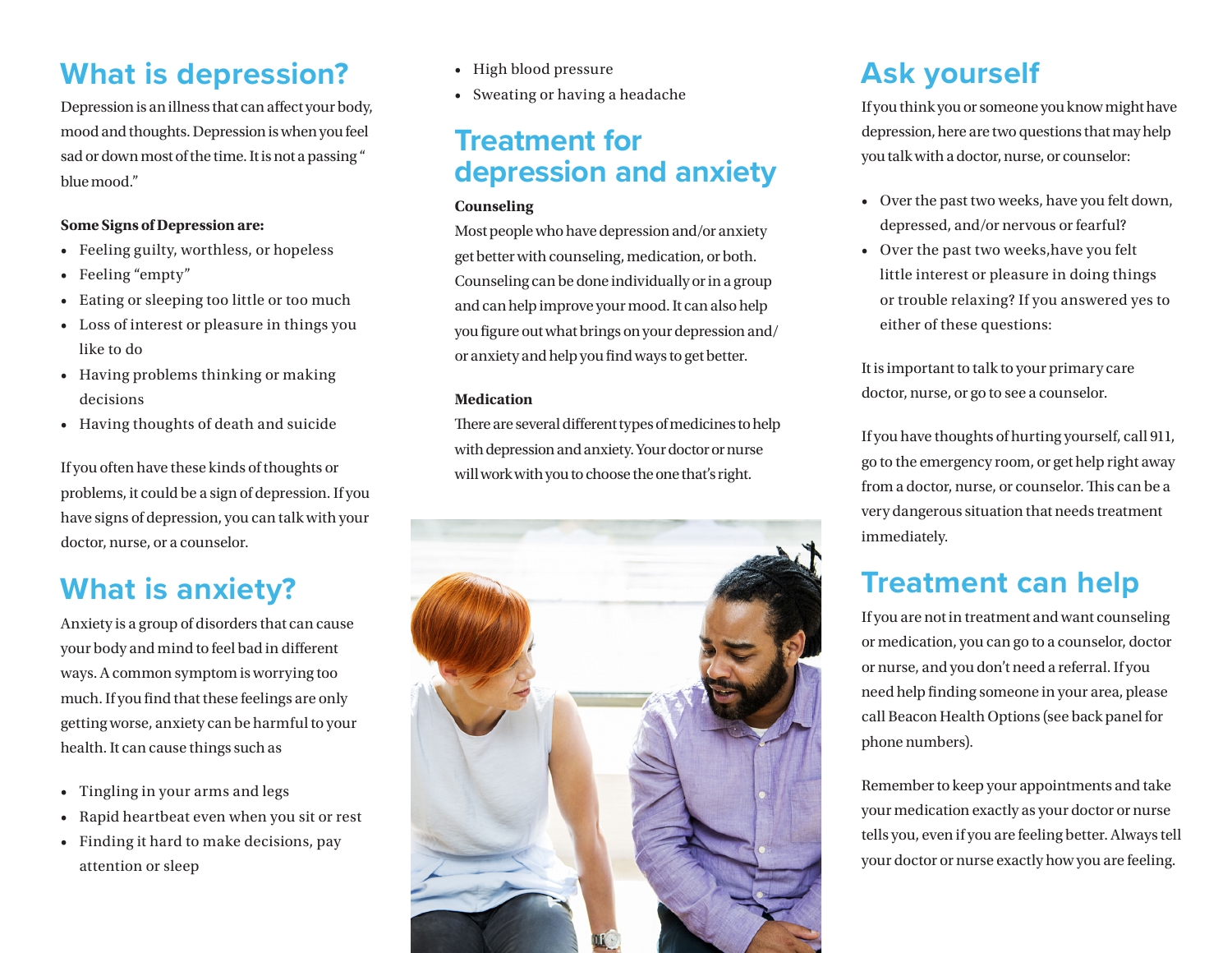## What is depression?

Depression is an illness that can affect your body, mood and thoughts. Depression is when you feel sad or down most of the time. It is not a passing " blue mood."

**Some Signs of Depression are:**

- Feeling guilty, worthless, or hopeless
- Feeling "empty"
- Eating or sleeping too little or too much
- Loss of interest or pleasure in things you like to do
- Having problems thinking or making decisions
- Having thoughts of death and suicide

If you often have these kinds of thoughts or problems, it could be a sign of depression. If you have signs of depression, you can talk with your doctor, nurse, or a counselor.

## What is anxiety?

Anxiety is a group of disorders that can cause your body and mind to feel bad in different ways. A common symptom is worrying too much. If you find that these feelings are only getting worse, anxiety can be harmful to your health. It can cause things such as

- Tingling in your arms and legs
- Rapid heartbeat even when you sit or rest
- Finding it hard to make decisions, pay attention or sleep
- High blood pressure
- Sweating or having a headache

## Treatment for depression and anxiety

**Counseling**

Most people who have depression and/or anxiety get better with counseling, medication, or both. Counseling can be done individually or in a group and can help improve your mood. It can also help you figure out what brings on your depression and/or anxiety and help you find ways to get better.

**Medication**

There are several different types of medicines to help with depression and anxiety. Your doctor or nurse will work with you to choose the one that's right.

## Ask yourself

If you think you or someone you know might have depression, here are two questions that may help you talk with a doctor, nurse, or counselor:

- Over the past two weeks, have you felt down, depressed, and/or nervous or fearful?
- Over the past two weeks,have you felt little interest or pleasure in doing things or trouble relaxing? If you answered yes to either of these questions:

It is important to talk to your primary care doctor, nurse, or go to see a counselor.

If you have thoughts of hurting yourself, call 911, go to the emergency room, or get help right away from a doctor, nurse, or counselor. This can be a very dangerous situation that needs treatment immediately.

## Treatment can help

If you are not in treatment and want counseling or medication, you can go to a counselor, doctor or nurse, and you don't need a referral. If you need help finding someone in your area, please call Beacon Health Options (see back panel for phone numbers).

Remember to keep your appointments and take your medication exactly as your doctor or nurse tells you, even if you are feeling better. Always tell your doctor or nurse exactly how you are feeling.